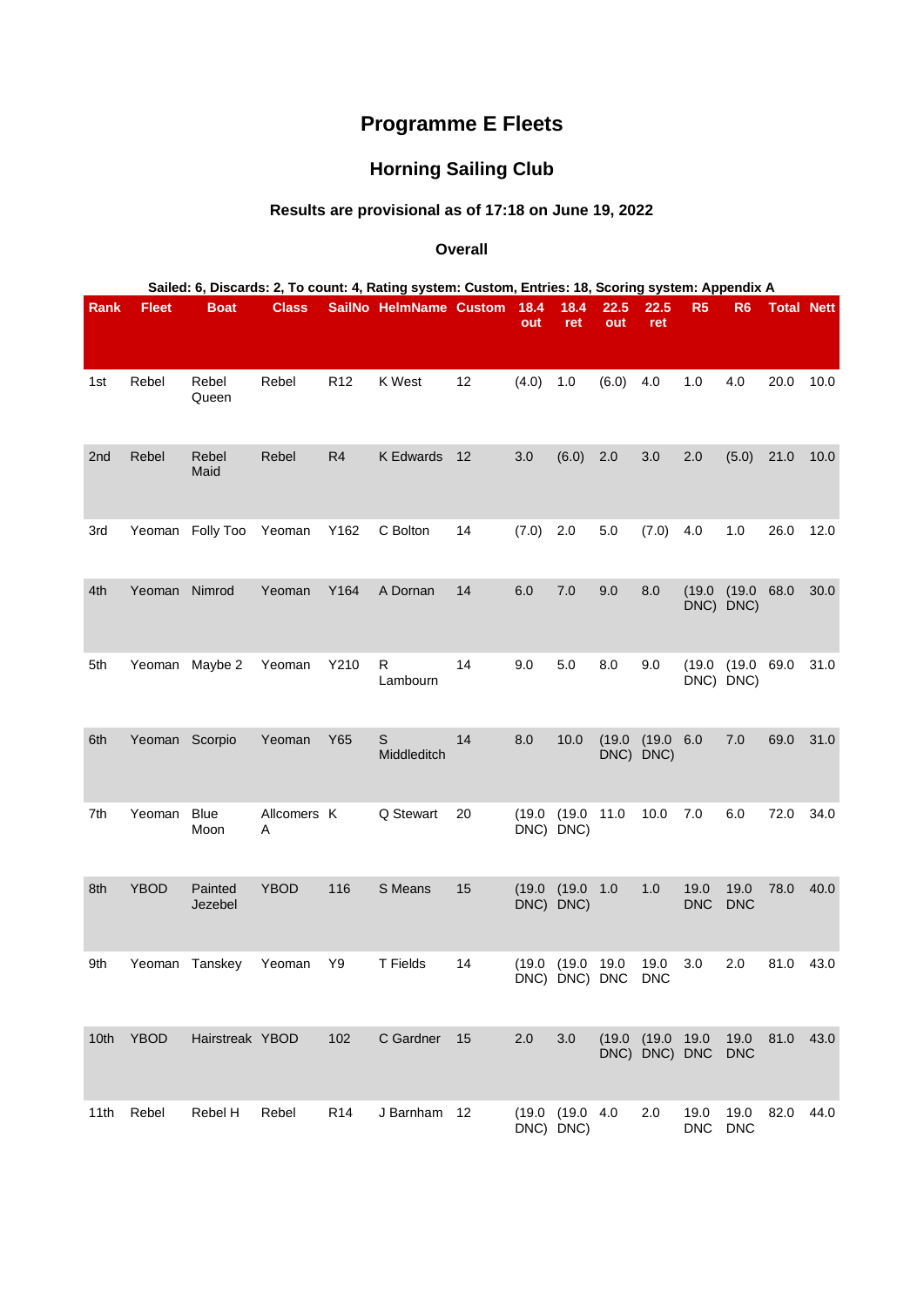# Programme E Fleets

## Horning Sailing Club

### Results are provisional as of 17:18 on June 19, 2022

#### Overall

Sailed: 6, Discards: 2, To count: 4, Rating system: Custom, Entries: 18, Scoring system: Appendix A

| Rank | Fleet | Boat | Class | SailNo | HelmName | Custom | 18.4 out | 18.4 ret | 22.5 out | 22.5 ret | R5 | R6 | Total | Nett |
|---|---|---|---|---|---|---|---|---|---|---|---|---|---|---|
| 1st | Rebel | Rebel Queen | Rebel | R12 | K West | 12 | (4.0) | 1.0 | (6.0) | 4.0 | 1.0 | 4.0 | 20.0 | 10.0 |
| 2nd | Rebel | Rebel Maid | Rebel | R4 | K Edwards | 12 | 3.0 | (6.0) | 2.0 | 3.0 | 2.0 | (5.0) | 21.0 | 10.0 |
| 3rd | Yeoman | Folly Too | Yeoman | Y162 | C Bolton | 14 | (7.0) | 2.0 | 5.0 | (7.0) | 4.0 | 1.0 | 26.0 | 12.0 |
| 4th | Yeoman | Nimrod | Yeoman | Y164 | A Dornan | 14 | 6.0 | 7.0 | 9.0 | 8.0 | (19.0 DNC) | (19.0 DNC) | 68.0 | 30.0 |
| 5th | Yeoman | Maybe 2 | Yeoman | Y210 | R Lambourn | 14 | 9.0 | 5.0 | 8.0 | 9.0 | (19.0 DNC) | (19.0 DNC) | 69.0 | 31.0 |
| 6th | Yeoman | Scorpio | Yeoman | Y65 | S Middleditch | 14 | 8.0 | 10.0 | (19.0 DNC) | (19.0 DNC) | 6.0 | 7.0 | 69.0 | 31.0 |
| 7th | Yeoman | Blue Moon | Allcomers A | K | Q Stewart | 20 | (19.0 DNC) | (19.0 DNC) | 11.0 | 10.0 | 7.0 | 6.0 | 72.0 | 34.0 |
| 8th | YBOD | Painted Jezebel | YBOD | 116 | S Means | 15 | (19.0 DNC) | (19.0 DNC) | 1.0 | 1.0 | 19.0 DNC | 19.0 DNC | 78.0 | 40.0 |
| 9th | Yeoman | Tanskey | Yeoman | Y9 | T Fields | 14 | (19.0 DNC) | (19.0 DNC) | 19.0 DNC | 19.0 DNC | 3.0 | 2.0 | 81.0 | 43.0 |
| 10th | YBOD | Hairstreak | YBOD | 102 | C Gardner | 15 | 2.0 | 3.0 | (19.0 DNC) | (19.0 DNC) | 19.0 DNC | 19.0 DNC | 81.0 | 43.0 |
| 11th | Rebel | Rebel H | Rebel | R14 | J Barnham | 12 | (19.0 DNC) | (19.0 DNC) | 4.0 | 2.0 | 19.0 DNC | 19.0 DNC | 82.0 | 44.0 |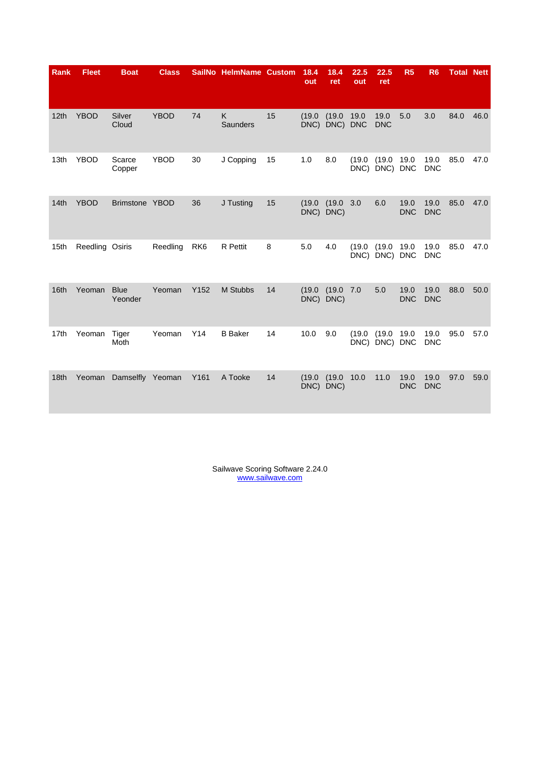| Rank | Fleet | Boat | Class | SailNo | HelmName | Custom | 18.4 out | 18.4 ret | 22.5 out | 22.5 ret | R5 | R6 | Total | Nett |
|---|---|---|---|---|---|---|---|---|---|---|---|---|---|---|
| 12th | YBOD | Silver Cloud | YBOD | 74 | K Saunders | 15 | (19.0 DNC) | (19.0 DNC) | 19.0 DNC | 19.0 DNC | 5.0 | 3.0 | 84.0 | 46.0 |
| 13th | YBOD | Scarce Copper | YBOD | 30 | J Copping | 15 | 1.0 | 8.0 | (19.0 DNC) | (19.0 DNC) | 19.0 DNC | 19.0 DNC | 85.0 | 47.0 |
| 14th | YBOD | Brimstone | YBOD | 36 | J Tusting | 15 | (19.0 DNC) | (19.0 DNC) | 3.0 | 6.0 | 19.0 DNC | 19.0 DNC | 85.0 | 47.0 |
| 15th | Reedling | Osiris | Reedling | RK6 | R Pettit | 8 | 5.0 | 4.0 | (19.0 DNC) | (19.0 DNC) | 19.0 DNC | 19.0 DNC | 85.0 | 47.0 |
| 16th | Yeoman | Blue Yeonder | Yeoman | Y152 | M Stubbs | 14 | (19.0 DNC) | (19.0 DNC) | 7.0 | 5.0 | 19.0 DNC | 19.0 DNC | 88.0 | 50.0 |
| 17th | Yeoman | Tiger Moth | Yeoman | Y14 | B Baker | 14 | 10.0 | 9.0 | (19.0 DNC) | (19.0 DNC) | 19.0 DNC | 19.0 DNC | 95.0 | 57.0 |
| 18th | Yeoman | Damselfly | Yeoman | Y161 | A Tooke | 14 | (19.0 DNC) | (19.0 DNC) | 10.0 | 11.0 | 19.0 DNC | 19.0 DNC | 97.0 | 59.0 |

Sailwave Scoring Software 2.24.0
[www.sailwave.com](http://www.sailwave.com)